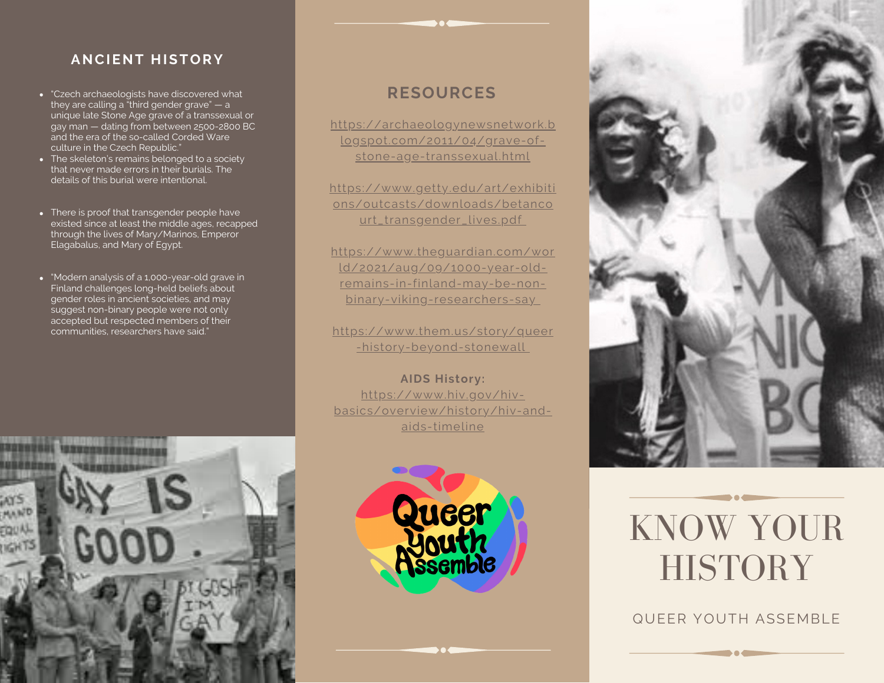## ANCIENT HISTORY

- "Czech archaeologists have discovered what they are calling a "third gender grave" — a unique late Stone Age grave of a transsexual or gay man — dating from between 2500-2800 BC and the era of the so-called Corded Ware culture in the Czech Republic."
- The skeleton's remains belonged to a society that never made errors in their burials. The details of this burial were intentional.
- There is proof that transgender people have existed since at least the middle ages, recapped through the lives of Mary/Marinos, Emperor Elagabalus, and Mary of Egypt.
- "Modern analysis of a 1,000-year-old grave in Finland challenges long-held beliefs about gender roles in ancient societies, and may suggest non-binary people were not only accepted but respected members of their communities, researchers have said."

## RESOURCES

https://archaeologynewsnetwork.blogspot.com/2011/04/grave-of-stone-age-transsexual.html

https://www.getty.edu/art/exhibitions/outcasts/downloads/betancourt_transgender_lives.pdf

https://www.theguardian.com/world/2021/aug/09/1000-year-old-remains-in-finland-may-be-non-binary-viking-researchers-say

https://www.them.us/story/queer-history-beyond-stonewall

**AIDS History:**
https://www.hiv.gov/hiv-basics/overview/history/hiv-and-aids-timeline

Queer Youth Assemble

# KNOW YOUR HISTORY

QUEER YOUTH ASSEMBLE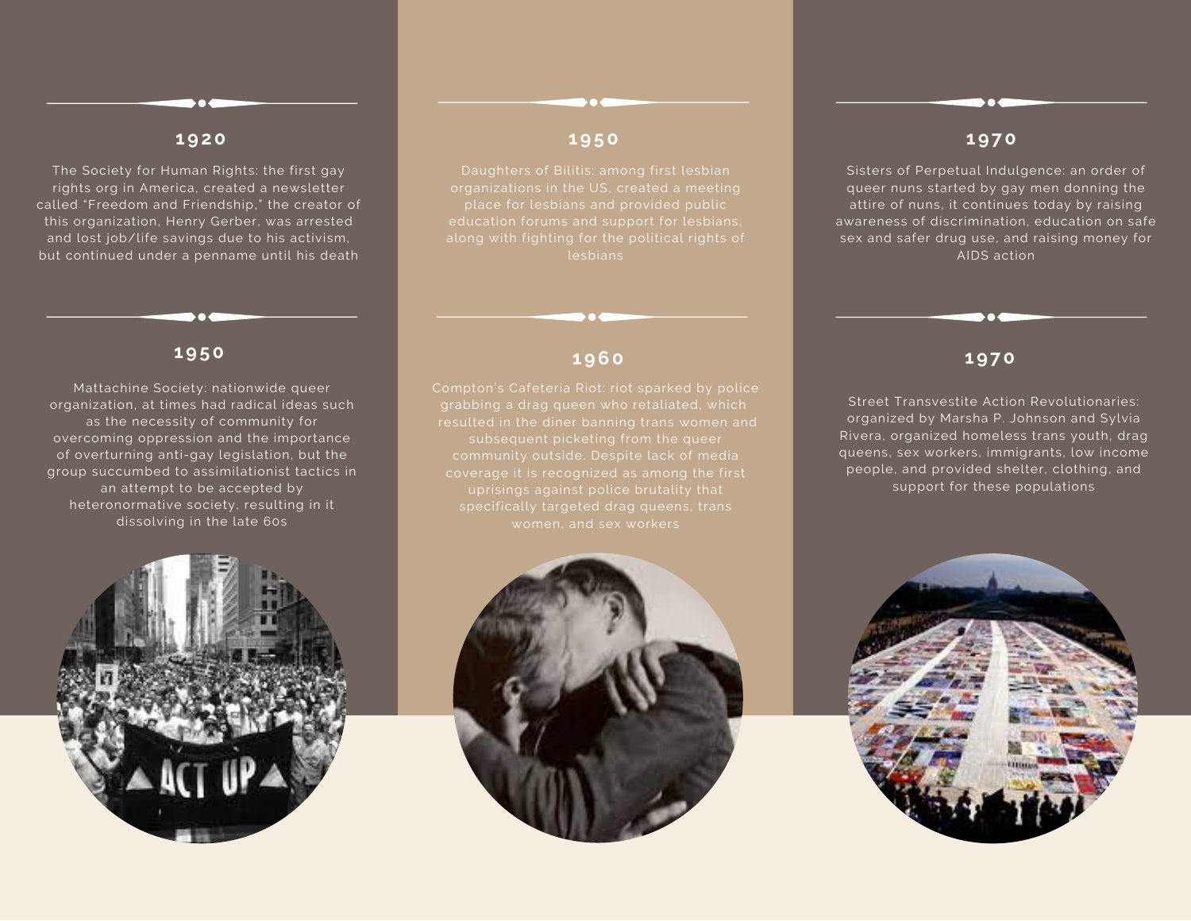### 1920

The Society for Human Rights: the first gay rights org in America, created a newsletter called "Freedom and Friendship," the creator of this organization, Henry Gerber, was arrested and lost job/life savings due to his activism, but continued under a penname until his death

### 1950

Mattachine Society: nationwide queer organization, at times had radical ideas such as the necessity of community for overcoming oppression and the importance of overturning anti-gay legislation, but the group succumbed to assimilationist tactics in an attempt to be accepted by heteronormative society, resulting in it dissolving in the late 60s

### 1950

Daughters of Bilitis: among first lesbian organizations in the US, created a meeting place for lesbians and provided public education forums and support for lesbians, along with fighting for the political rights of lesbians

### 1960

Compton's Cafeteria Riot: riot sparked by police grabbing a drag queen who retaliated, which resulted in the diner banning trans women and subsequent picketing from the queer community outside. Despite lack of media coverage it is recognized as among the first uprisings against police brutality that specifically targeted drag queens, trans women, and sex workers

### 1970

Sisters of Perpetual Indulgence: an order of queer nuns started by gay men donning the attire of nuns, it continues today by raising awareness of discrimination, education on safe sex and safer drug use, and raising money for AIDS action

### 1970

Street Transvestite Action Revolutionaries: organized by Marsha P. Johnson and Sylvia Rivera, organized homeless trans youth, drag queens, sex workers, immigrants, low income people, and provided shelter, clothing, and support for these populations